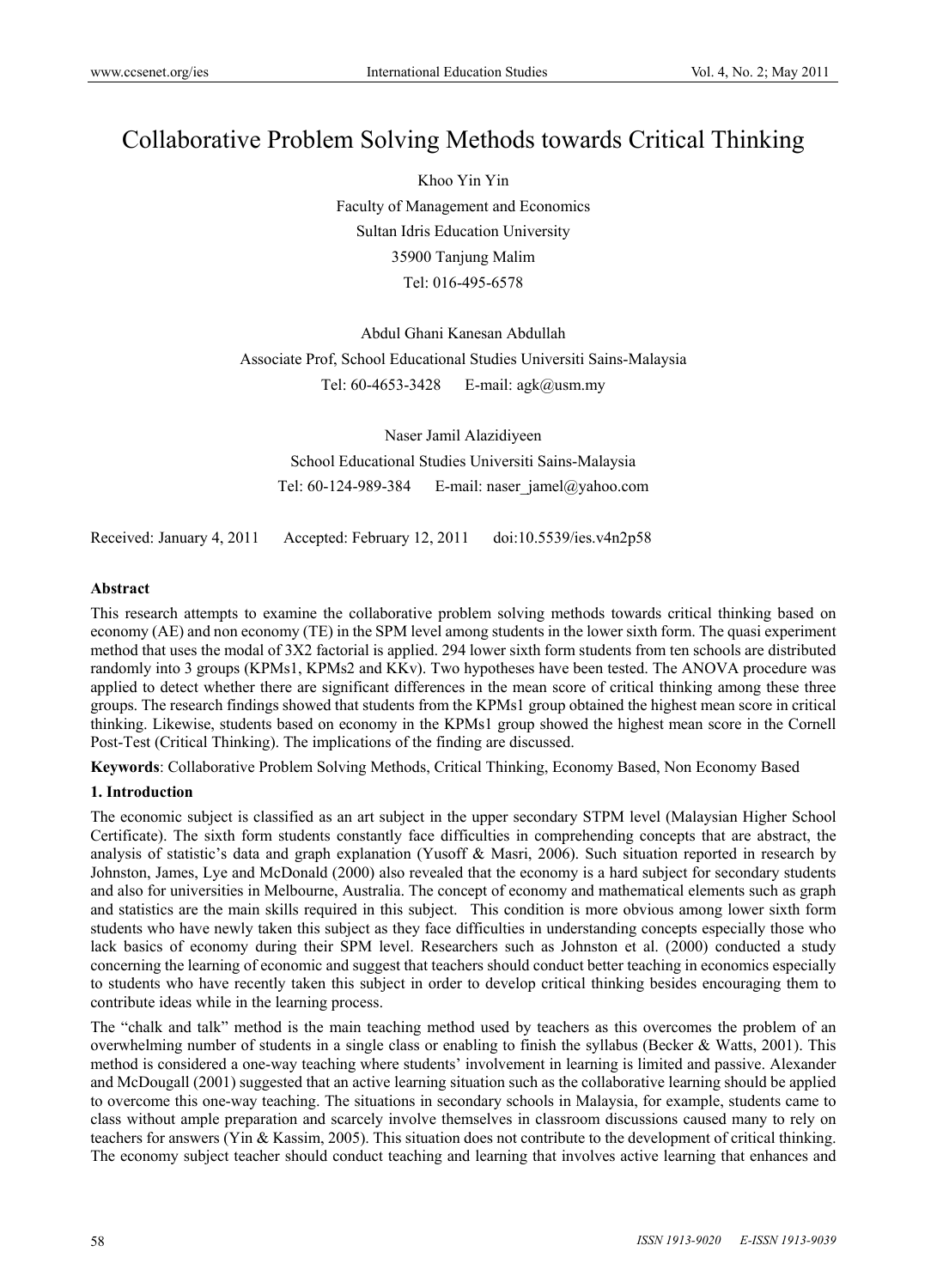# Collaborative Problem Solving Methods towards Critical Thinking

Khoo Yin Yin

Faculty of Management and Economics

Sultan Idris Education University

35900 Tanjung Malim

Tel: 016-495-6578

Abdul Ghani Kanesan Abdullah

Associate Prof, School Educational Studies Universiti Sains-Malaysia

Tel: 60-4653-3428 E-mail: agk@usm.my

Naser Jamil Alazidiyeen

School Educational Studies Universiti Sains-Malaysia

Tel: 60-124-989-384 E-mail: naser_jamel@yahoo.com

Received: January 4, 2011 Accepted: February 12, 2011 doi:10.5539/ies.v4n2p58

**Abstract**

This research attempts to examine the collaborative problem solving methods towards critical thinking based on economy (AE) and non economy (TE) in the SPM level among students in the lower sixth form. The quasi experiment method that uses the modal of 3X2 factorial is applied. 294 lower sixth form students from ten schools are distributed randomly into 3 groups (KPMs1, KPMs2 and KKv). Two hypotheses have been tested. The ANOVA procedure was applied to detect whether there are significant differences in the mean score of critical thinking among these three groups. The research findings showed that students from the KPMs1 group obtained the highest mean score in critical thinking. Likewise, students based on economy in the KPMs1 group showed the highest mean score in the Cornell Post-Test (Critical Thinking). The implications of the finding are discussed.

**Keywords**: Collaborative Problem Solving Methods, Critical Thinking, Economy Based, Non Economy Based

## 1. Introduction

The economic subject is classified as an art subject in the upper secondary STPM level (Malaysian Higher School Certificate). The sixth form students constantly face difficulties in comprehending concepts that are abstract, the analysis of statistic's data and graph explanation (Yusoff & Masri, 2006). Such situation reported in research by Johnston, James, Lye and McDonald (2000) also revealed that the economy is a hard subject for secondary students and also for universities in Melbourne, Australia. The concept of economy and mathematical elements such as graph and statistics are the main skills required in this subject. This condition is more obvious among lower sixth form students who have newly taken this subject as they face difficulties in understanding concepts especially those who lack basics of economy during their SPM level. Researchers such as Johnston et al. (2000) conducted a study concerning the learning of economic and suggest that teachers should conduct better teaching in economics especially to students who have recently taken this subject in order to develop critical thinking besides encouraging them to contribute ideas while in the learning process.

The "chalk and talk" method is the main teaching method used by teachers as this overcomes the problem of an overwhelming number of students in a single class or enabling to finish the syllabus (Becker & Watts, 2001). This method is considered a one-way teaching where students' involvement in learning is limited and passive. Alexander and McDougall (2001) suggested that an active learning situation such as the collaborative learning should be applied to overcome this one-way teaching. The situations in secondary schools in Malaysia, for example, students came to class without ample preparation and scarcely involve themselves in classroom discussions caused many to rely on teachers for answers (Yin & Kassim, 2005). This situation does not contribute to the development of critical thinking. The economy subject teacher should conduct teaching and learning that involves active learning that enhances and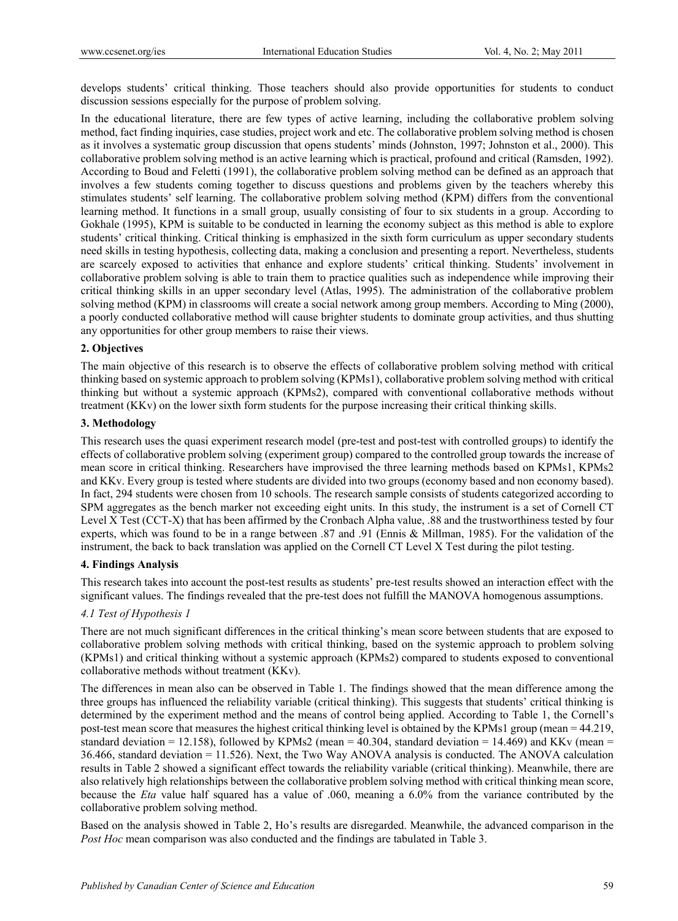develops students' critical thinking. Those teachers should also provide opportunities for students to conduct discussion sessions especially for the purpose of problem solving.

In the educational literature, there are few types of active learning, including the collaborative problem solving method, fact finding inquiries, case studies, project work and etc. The collaborative problem solving method is chosen as it involves a systematic group discussion that opens students' minds (Johnston, 1997; Johnston et al., 2000). This collaborative problem solving method is an active learning which is practical, profound and critical (Ramsden, 1992). According to Boud and Feletti (1991), the collaborative problem solving method can be defined as an approach that involves a few students coming together to discuss questions and problems given by the teachers whereby this stimulates students' self learning. The collaborative problem solving method (KPM) differs from the conventional learning method. It functions in a small group, usually consisting of four to six students in a group. According to Gokhale (1995), KPM is suitable to be conducted in learning the economy subject as this method is able to explore students' critical thinking. Critical thinking is emphasized in the sixth form curriculum as upper secondary students need skills in testing hypothesis, collecting data, making a conclusion and presenting a report. Nevertheless, students are scarcely exposed to activities that enhance and explore students' critical thinking. Students' involvement in collaborative problem solving is able to train them to practice qualities such as independence while improving their critical thinking skills in an upper secondary level (Atlas, 1995). The administration of the collaborative problem solving method (KPM) in classrooms will create a social network among group members. According to Ming (2000), a poorly conducted collaborative method will cause brighter students to dominate group activities, and thus shutting any opportunities for other group members to raise their views.

## 2. Objectives

The main objective of this research is to observe the effects of collaborative problem solving method with critical thinking based on systemic approach to problem solving (KPMs1), collaborative problem solving method with critical thinking but without a systemic approach (KPMs2), compared with conventional collaborative methods without treatment (KKv) on the lower sixth form students for the purpose increasing their critical thinking skills.

## 3. Methodology

This research uses the quasi experiment research model (pre-test and post-test with controlled groups) to identify the effects of collaborative problem solving (experiment group) compared to the controlled group towards the increase of mean score in critical thinking. Researchers have improvised the three learning methods based on KPMs1, KPMs2 and KKv. Every group is tested where students are divided into two groups (economy based and non economy based). In fact, 294 students were chosen from 10 schools. The research sample consists of students categorized according to SPM aggregates as the bench marker not exceeding eight units. In this study, the instrument is a set of Cornell CT Level X Test (CCT-X) that has been affirmed by the Cronbach Alpha value, .88 and the trustworthiness tested by four experts, which was found to be in a range between .87 and .91 (Ennis & Millman, 1985). For the validation of the instrument, the back to back translation was applied on the Cornell CT Level X Test during the pilot testing.

## 4. Findings Analysis

This research takes into account the post-test results as students' pre-test results showed an interaction effect with the significant values. The findings revealed that the pre-test does not fulfill the MANOVA homogenous assumptions.

### *4.1 Test of Hypothesis 1*

There are not much significant differences in the critical thinking's mean score between students that are exposed to collaborative problem solving methods with critical thinking, based on the systemic approach to problem solving (KPMs1) and critical thinking without a systemic approach (KPMs2) compared to students exposed to conventional collaborative methods without treatment (KKv).

The differences in mean also can be observed in Table 1. The findings showed that the mean difference among the three groups has influenced the reliability variable (critical thinking). This suggests that students' critical thinking is determined by the experiment method and the means of control being applied. According to Table 1, the Cornell's post-test mean score that measures the highest critical thinking level is obtained by the KPMs1 group (mean = 44.219, standard deviation = 12.158), followed by KPMs2 (mean = 40.304, standard deviation = 14.469) and KKv (mean = 36.466, standard deviation = 11.526). Next, the Two Way ANOVA analysis is conducted. The ANOVA calculation results in Table 2 showed a significant effect towards the reliability variable (critical thinking). Meanwhile, there are also relatively high relationships between the collaborative problem solving method with critical thinking mean score, because the *Eta* value half squared has a value of .060, meaning a 6.0% from the variance contributed by the collaborative problem solving method.

Based on the analysis showed in Table 2, Ho's results are disregarded. Meanwhile, the advanced comparison in the *Post Hoc* mean comparison was also conducted and the findings are tabulated in Table 3.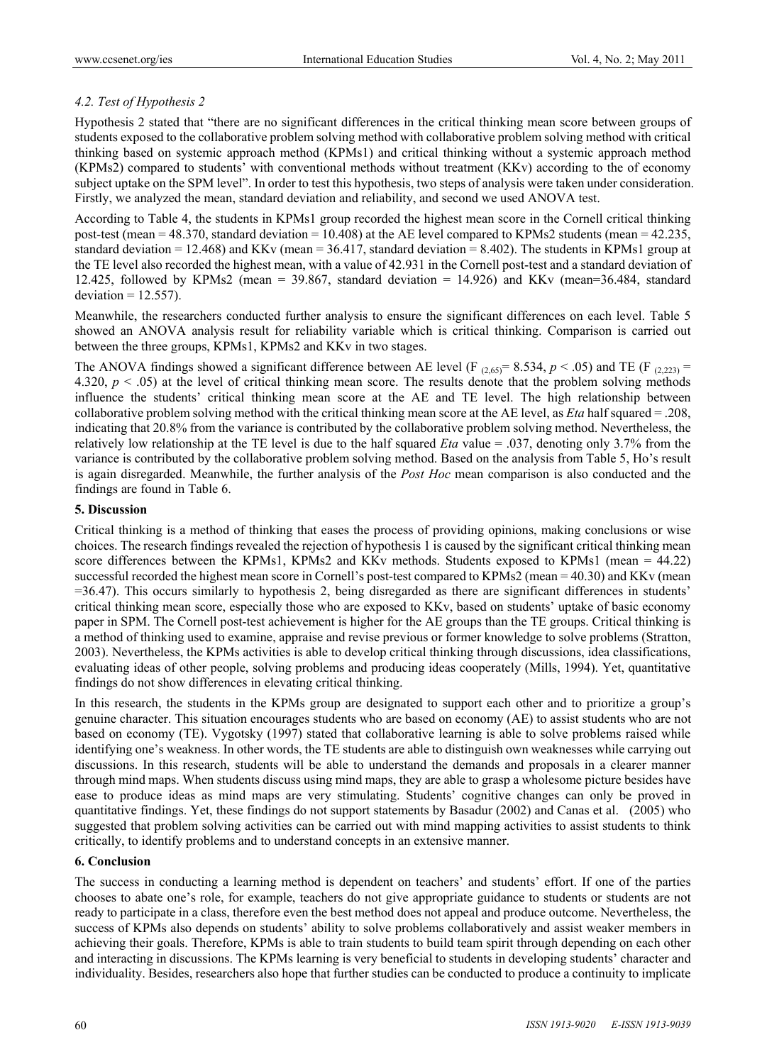### *4.2. Test of Hypothesis 2*

Hypothesis 2 stated that "there are no significant differences in the critical thinking mean score between groups of students exposed to the collaborative problem solving method with collaborative problem solving method with critical thinking based on systemic approach method (KPMs1) and critical thinking without a systemic approach method (KPMs2) compared to students' with conventional methods without treatment (KKv) according to the of economy subject uptake on the SPM level". In order to test this hypothesis, two steps of analysis were taken under consideration. Firstly, we analyzed the mean, standard deviation and reliability, and second we used ANOVA test.

According to Table 4, the students in KPMs1 group recorded the highest mean score in the Cornell critical thinking post-test (mean = 48.370, standard deviation = 10.408) at the AE level compared to KPMs2 students (mean = 42.235, standard deviation = 12.468) and KKv (mean = 36.417, standard deviation = 8.402). The students in KPMs1 group at the TE level also recorded the highest mean, with a value of 42.931 in the Cornell post-test and a standard deviation of 12.425, followed by KPMs2 (mean = 39.867, standard deviation = 14.926) and KKv (mean=36.484, standard deviation = 12.557).

Meanwhile, the researchers conducted further analysis to ensure the significant differences on each level. Table 5 showed an ANOVA analysis result for reliability variable which is critical thinking. Comparison is carried out between the three groups, KPMs1, KPMs2 and KKv in two stages.

The ANOVA findings showed a significant difference between AE level ($F_{(2,65)}$= 8.534, $p < .05$) and TE ($F_{(2,223)}$ = 4.320, $p < .05$) at the level of critical thinking mean score. The results denote that the problem solving methods influence the students' critical thinking mean score at the AE and TE level. The high relationship between collaborative problem solving method with the critical thinking mean score at the AE level, as *Eta* half squared = .208, indicating that 20.8% from the variance is contributed by the collaborative problem solving method. Nevertheless, the relatively low relationship at the TE level is due to the half squared *Eta* value = .037, denoting only 3.7% from the variance is contributed by the collaborative problem solving method. Based on the analysis from Table 5, Ho's result is again disregarded. Meanwhile, the further analysis of the *Post Hoc* mean comparison is also conducted and the findings are found in Table 6.

## 5. Discussion

Critical thinking is a method of thinking that eases the process of providing opinions, making conclusions or wise choices. The research findings revealed the rejection of hypothesis 1 is caused by the significant critical thinking mean score differences between the KPMs1, KPMs2 and KKv methods. Students exposed to KPMs1 (mean = 44.22) successful recorded the highest mean score in Cornell's post-test compared to KPMs2 (mean = 40.30) and KKv (mean =36.47). This occurs similarly to hypothesis 2, being disregarded as there are significant differences in students' critical thinking mean score, especially those who are exposed to KKv, based on students' uptake of basic economy paper in SPM. The Cornell post-test achievement is higher for the AE groups than the TE groups. Critical thinking is a method of thinking used to examine, appraise and revise previous or former knowledge to solve problems (Stratton, 2003). Nevertheless, the KPMs activities is able to develop critical thinking through discussions, idea classifications, evaluating ideas of other people, solving problems and producing ideas cooperately (Mills, 1994). Yet, quantitative findings do not show differences in elevating critical thinking.

In this research, the students in the KPMs group are designated to support each other and to prioritize a group's genuine character. This situation encourages students who are based on economy (AE) to assist students who are not based on economy (TE). Vygotsky (1997) stated that collaborative learning is able to solve problems raised while identifying one's weakness. In other words, the TE students are able to distinguish own weaknesses while carrying out discussions. In this research, students will be able to understand the demands and proposals in a clearer manner through mind maps. When students discuss using mind maps, they are able to grasp a wholesome picture besides have ease to produce ideas as mind maps are very stimulating. Students' cognitive changes can only be proved in quantitative findings. Yet, these findings do not support statements by Basadur (2002) and Canas et al. (2005) who suggested that problem solving activities can be carried out with mind mapping activities to assist students to think critically, to identify problems and to understand concepts in an extensive manner.

## 6. Conclusion

The success in conducting a learning method is dependent on teachers' and students' effort. If one of the parties chooses to abate one's role, for example, teachers do not give appropriate guidance to students or students are not ready to participate in a class, therefore even the best method does not appeal and produce outcome. Nevertheless, the success of KPMs also depends on students' ability to solve problems collaboratively and assist weaker members in achieving their goals. Therefore, KPMs is able to train students to build team spirit through depending on each other and interacting in discussions. The KPMs learning is very beneficial to students in developing students' character and individuality. Besides, researchers also hope that further studies can be conducted to produce a continuity to implicate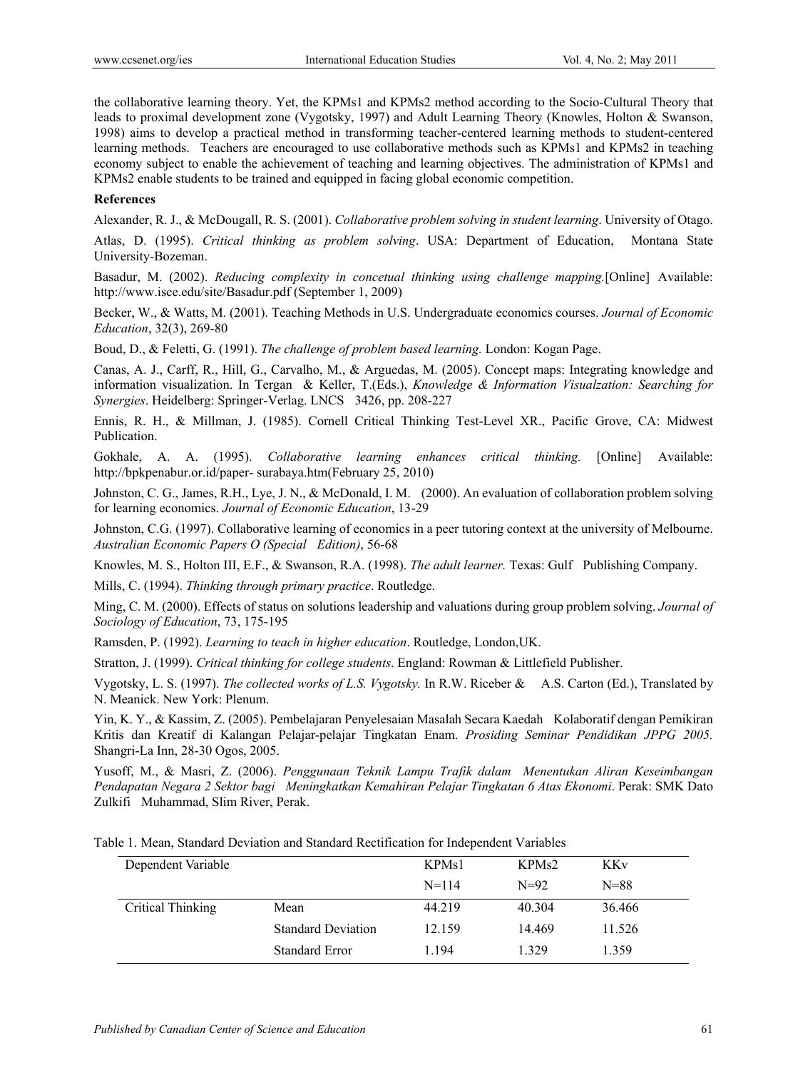the collaborative learning theory. Yet, the KPMs1 and KPMs2 method according to the Socio-Cultural Theory that leads to proximal development zone (Vygotsky, 1997) and Adult Learning Theory (Knowles, Holton & Swanson, 1998) aims to develop a practical method in transforming teacher-centered learning methods to student-centered learning methods. Teachers are encouraged to use collaborative methods such as KPMs1 and KPMs2 in teaching economy subject to enable the achievement of teaching and learning objectives. The administration of KPMs1 and KPMs2 enable students to be trained and equipped in facing global economic competition.

## References

Alexander, R. J., & McDougall, R. S. (2001). *Collaborative problem solving in student learning*. University of Otago.

Atlas, D. (1995). *Critical thinking as problem solving*. USA: Department of Education, Montana State University-Bozeman.

Basadur, M. (2002). *Reducing complexity in concetual thinking using challenge mapping.*[Online] Available: http://www.isce.edu/site/Basadur.pdf (September 1, 2009)

Becker, W., & Watts, M. (2001). Teaching Methods in U.S. Undergraduate economics courses. *Journal of Economic Education*, 32(3), 269-80

Boud, D., & Feletti, G. (1991). *The challenge of problem based learning.* London: Kogan Page.

Canas, A. J., Carff, R., Hill, G., Carvalho, M., & Arguedas, M. (2005). Concept maps: Integrating knowledge and information visualization. In Tergan & Keller, T.(Eds.), *Knowledge & Information Visualzation: Searching for Synergies*. Heidelberg: Springer-Verlag. LNCS 3426, pp. 208-227

Ennis, R. H., & Millman, J. (1985). Cornell Critical Thinking Test-Level XR., Pacific Grove, CA: Midwest Publication.

Gokhale, A. A. (1995). *Collaborative learning enhances critical thinking.* [Online] Available: http://bpkpenabur.or.id/paper- surabaya.htm(February 25, 2010)

Johnston, C. G., James, R.H., Lye, J. N., & McDonald, I. M. (2000). An evaluation of collaboration problem solving for learning economics. *Journal of Economic Education*, 13-29

Johnston, C.G. (1997). Collaborative learning of economics in a peer tutoring context at the university of Melbourne. *Australian Economic Papers O (Special Edition)*, 56-68

Knowles, M. S., Holton III, E.F., & Swanson, R.A. (1998). *The adult learner.* Texas: Gulf Publishing Company.

Mills, C. (1994). *Thinking through primary practice*. Routledge.

Ming, C. M. (2000). Effects of status on solutions leadership and valuations during group problem solving. *Journal of Sociology of Education*, 73, 175-195

Ramsden, P. (1992). *Learning to teach in higher education*. Routledge, London,UK.

Stratton, J. (1999). *Critical thinking for college students*. England: Rowman & Littlefield Publisher.

Vygotsky, L. S. (1997). *The collected works of L.S. Vygotsky.* In R.W. Riceber & A.S. Carton (Ed.), Translated by N. Meanick. New York: Plenum.

Yin, K. Y., & Kassim, Z. (2005). Pembelajaran Penyelesaian Masalah Secara Kaedah Kolaboratif dengan Pemikiran Kritis dan Kreatif di Kalangan Pelajar-pelajar Tingkatan Enam. *Prosiding Seminar Pendidikan JPPG 2005.* Shangri-La Inn, 28-30 Ogos, 2005.

Yusoff, M., & Masri, Z. (2006). *Penggunaan Teknik Lampu Trafik dalam Menentukan Aliran Keseimbangan Pendapatan Negara 2 Sektor bagi Meningkatkan Kemahiran Pelajar Tingkatan 6 Atas Ekonomi*. Perak: SMK Dato Zulkifli Muhammad, Slim River, Perak.

Table 1. Mean, Standard Deviation and Standard Rectification for Independent Variables

| Dependent Variable | | KPMs1 | KPMs2 | KKv |
|---|---|---|---|---|
| | | N=114 | N=92 | N=88 |
| Critical Thinking | Mean | 44.219 | 40.304 | 36.466 |
| | Standard Deviation | 12.159 | 14.469 | 11.526 |
| | Standard Error | 1.194 | 1.329 | 1.359 |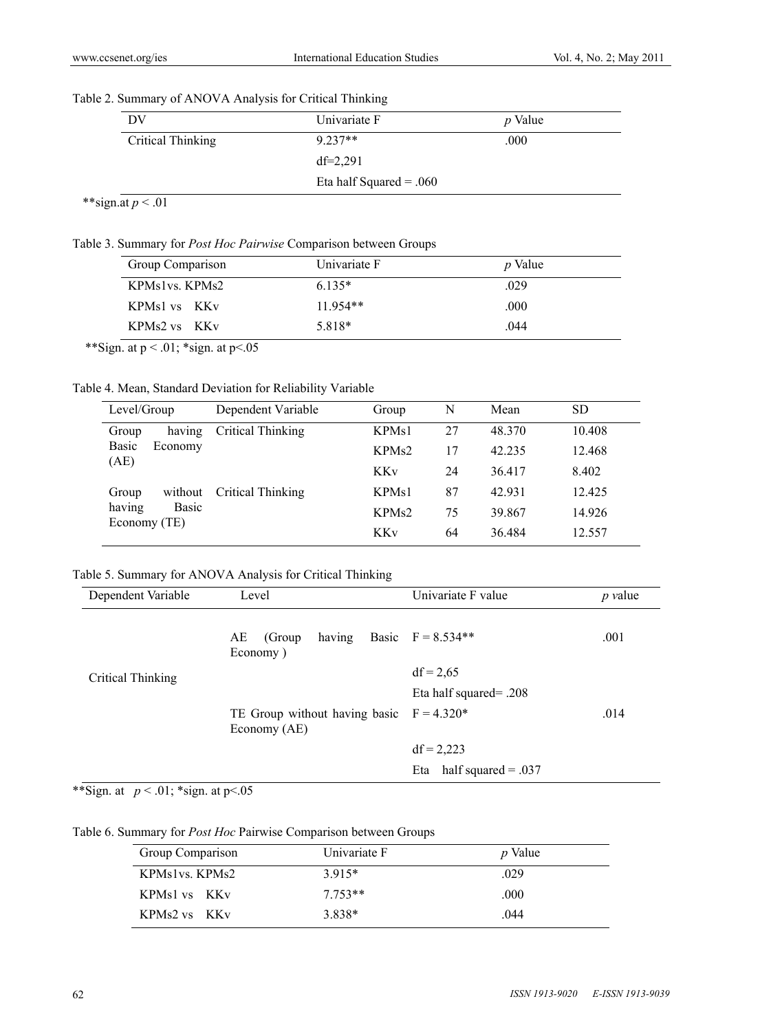Table 2. Summary of ANOVA Analysis for Critical Thinking

| DV | Univariate F | *p* Value |
|---|---|---|
| Critical Thinking | 9.237** | .000 |
| | df=2,291 | |
| | Eta half Squared = .060 | |

**sign.at $p < .01$

Table 3. Summary for *Post Hoc Pairwise* Comparison between Groups

| Group Comparison | Univariate F | *p* Value |
|---|---|---|
| KPMs1vs. KPMs2 | 6.135* | .029 |
| KPMs1 vs KKv | 11.954** | .000 |
| KPMs2 vs KKv | 5.818* | .044 |

**Sign. at $p < .01$; *sign. at $p<.05$

Table 4. Mean, Standard Deviation for Reliability Variable

| Level/Group | Dependent Variable | Group | N | Mean | SD |
|---|---|---|---|---|---|
| Group having Basic Economy (AE) | Critical Thinking | KPMs1 | 27 | 48.370 | 10.408 |
| | | KPMs2 | 17 | 42.235 | 12.468 |
| | | KKv | 24 | 36.417 | 8.402 |
| Group without having Basic Economy (TE) | Critical Thinking | KPMs1 | 87 | 42.931 | 12.425 |
| | | KPMs2 | 75 | 39.867 | 14.926 |
| | | KKv | 64 | 36.484 | 12.557 |

Table 5. Summary for ANOVA Analysis for Critical Thinking

| Dependent Variable | Level | Univariate F value | *p* value |
|---|---|---|---|
| Critical Thinking | AE (Group having Basic Economy ) | F = 8.534** | .001 |
| | | df = 2,65 | |
| | | Eta half squared= .208 | |
| | TE Group without having basic Economy (AE) | F = 4.320* | .014 |
| | | df = 2,223 | |
| | | Eta half squared = .037 | |

**Sign. at $p < .01$; *sign. at $p<.05$

Table 6. Summary for *Post Hoc* Pairwise Comparison between Groups

| Group Comparison | Univariate F | *p* Value |
|---|---|---|
| KPMs1vs. KPMs2 | 3.915* | .029 |
| KPMs1 vs KKv | 7.753** | .000 |
| KPMs2 vs KKv | 3.838* | .044 |